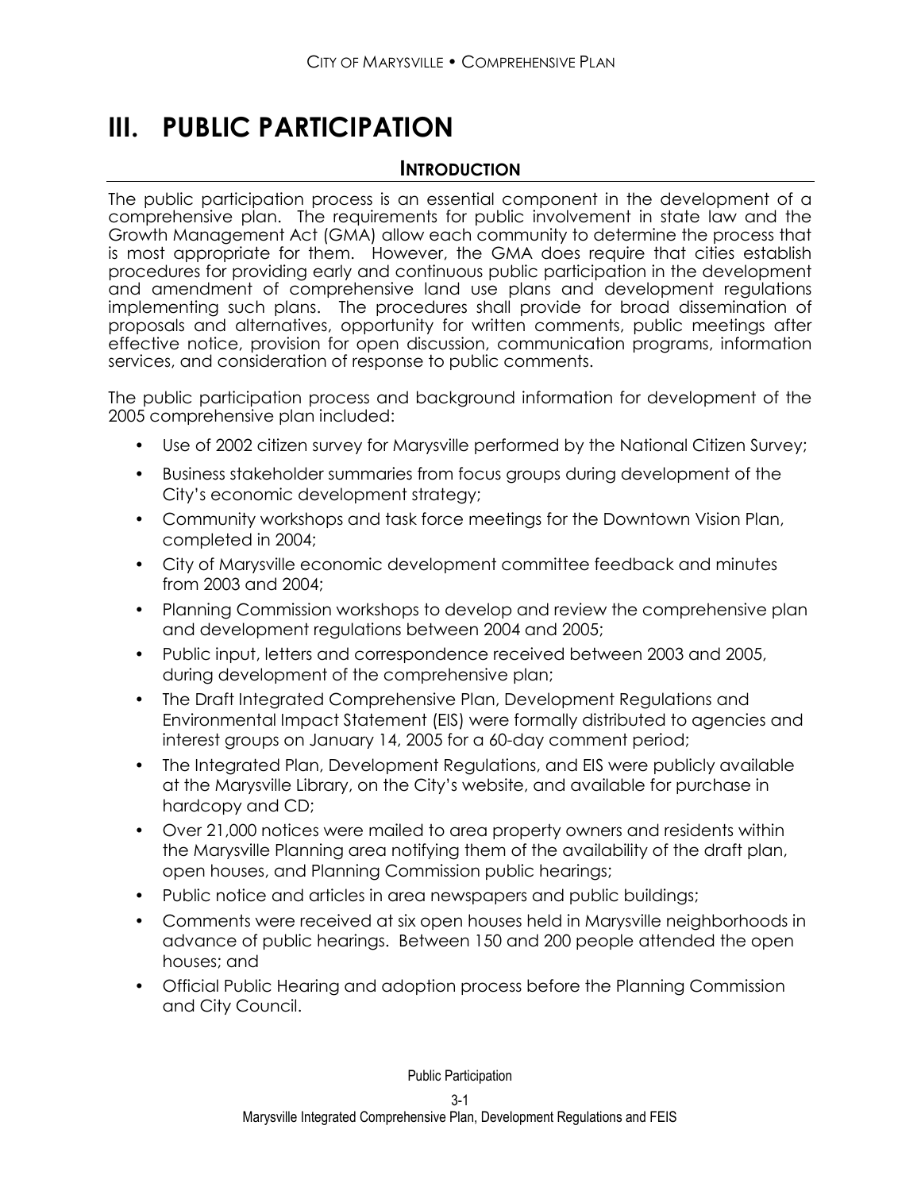# III. PUBLIC PARTICIPATION

## INTRODUCTION

The public participation process is an essential component in the development of a comprehensive plan. The requirements for public involvement in state law and the Growth Management Act (GMA) allow each community to determine the process that is most appropriate for them. However, the GMA does require that cities establish procedures for providing early and continuous public participation in the development and amendment of comprehensive land use plans and development regulations implementing such plans. The procedures shall provide for broad dissemination of proposals and alternatives, opportunity for written comments, public meetings after effective notice, provision for open discussion, communication programs, information services, and consideration of response to public comments.

The public participation process and background information for development of the 2005 comprehensive plan included:

- Use of 2002 citizen survey for Marysville performed by the National Citizen Survey;
- Business stakeholder summaries from focus groups during development of the City's economic development strategy;
- Community workshops and task force meetings for the Downtown Vision Plan, completed in 2004;
- City of Marysville economic development committee feedback and minutes from 2003 and 2004;
- Planning Commission workshops to develop and review the comprehensive plan and development regulations between 2004 and 2005;
- Public input, letters and correspondence received between 2003 and 2005, during development of the comprehensive plan;
- The Draft Integrated Comprehensive Plan, Development Regulations and Environmental Impact Statement (EIS) were formally distributed to agencies and interest groups on January 14, 2005 for a 60-day comment period;
- The Integrated Plan, Development Regulations, and EIS were publicly available at the Marysville Library, on the City's website, and available for purchase in hardcopy and CD;
- Over 21,000 notices were mailed to area property owners and residents within the Marysville Planning area notifying them of the availability of the draft plan, open houses, and Planning Commission public hearings;
- Public notice and articles in area newspapers and public buildings;
- Comments were received at six open houses held in Marysville neighborhoods in advance of public hearings. Between 150 and 200 people attended the open houses; and
- Official Public Hearing and adoption process before the Planning Commission and City Council.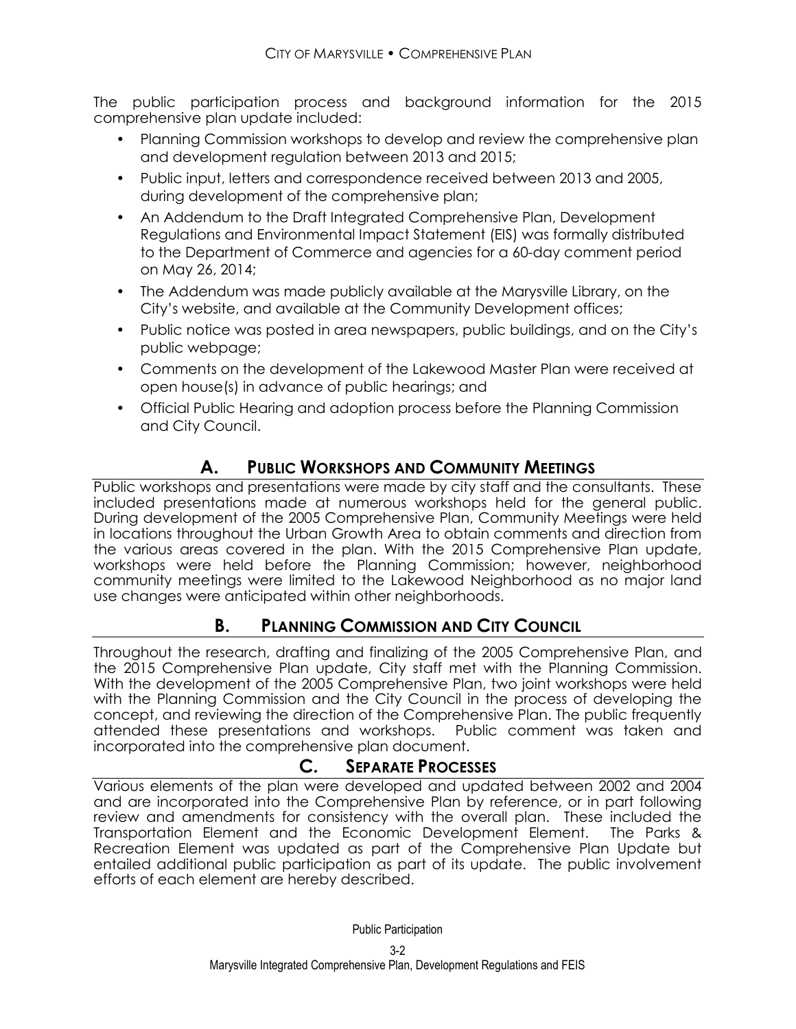The public participation process and background information for the 2015 comprehensive plan update included:

- Planning Commission workshops to develop and review the comprehensive plan and development regulation between 2013 and 2015;
- Public input, letters and correspondence received between 2013 and 2005, during development of the comprehensive plan;
- An Addendum to the Draft Integrated Comprehensive Plan, Development Regulations and Environmental Impact Statement (EIS) was formally distributed to the Department of Commerce and agencies for a 60-day comment period on May 26, 2014;
- The Addendum was made publicly available at the Marysville Library, on the City's website, and available at the Community Development offices;
- Public notice was posted in area newspapers, public buildings, and on the City's public webpage;
- Comments on the development of the Lakewood Master Plan were received at open house(s) in advance of public hearings; and
- Official Public Hearing and adoption process before the Planning Commission and City Council.

## A. Public Workshops and Community Meetings

Public workshops and presentations were made by city staff and the consultants. These included presentations made at numerous workshops held for the general public. During development of the 2005 Comprehensive Plan, Community Meetings were held in locations throughout the Urban Growth Area to obtain comments and direction from the various areas covered in the plan. With the 2015 Comprehensive Plan update, workshops were held before the Planning Commission; however, neighborhood community meetings were limited to the Lakewood Neighborhood as no major land use changes were anticipated within other neighborhoods.

## B. Planning Commission and City Council

Throughout the research, drafting and finalizing of the 2005 Comprehensive Plan, and the 2015 Comprehensive Plan update, City staff met with the Planning Commission. With the development of the 2005 Comprehensive Plan, two joint workshops were held with the Planning Commission and the City Council in the process of developing the concept, and reviewing the direction of the Comprehensive Plan. The public frequently attended these presentations and workshops. Public comment was taken and incorporated into the comprehensive plan document.

## C. Separate Processes

Various elements of the plan were developed and updated between 2002 and 2004 and are incorporated into the Comprehensive Plan by reference, or in part following review and amendments for consistency with the overall plan. These included the Transportation Element and the Economic Development Element. The Parks & Recreation Element was updated as part of the Comprehensive Plan Update but entailed additional public participation as part of its update. The public involvement efforts of each element are hereby described.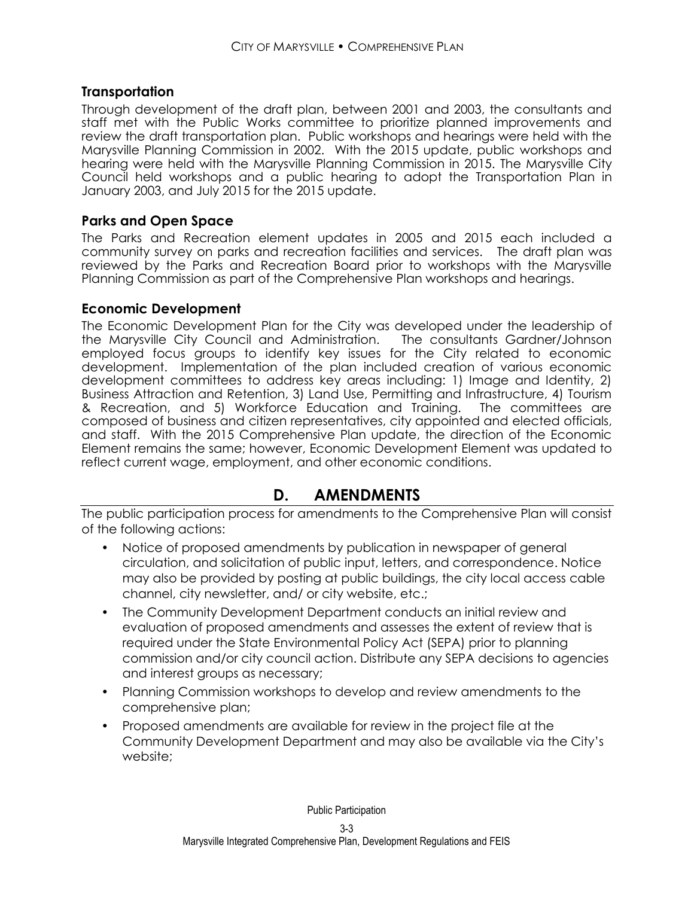### Transportation

Through development of the draft plan, between 2001 and 2003, the consultants and staff met with the Public Works committee to prioritize planned improvements and review the draft transportation plan. Public workshops and hearings were held with the Marysville Planning Commission in 2002. With the 2015 update, public workshops and hearing were held with the Marysville Planning Commission in 2015. The Marysville City Council held workshops and a public hearing to adopt the Transportation Plan in January 2003, and July 2015 for the 2015 update.

### Parks and Open Space

The Parks and Recreation element updates in 2005 and 2015 each included a community survey on parks and recreation facilities and services. The draft plan was reviewed by the Parks and Recreation Board prior to workshops with the Marysville Planning Commission as part of the Comprehensive Plan workshops and hearings.

### Economic Development

The Economic Development Plan for the City was developed under the leadership of the Marysville City Council and Administration. The consultants Gardner/Johnson employed focus groups to identify key issues for the City related to economic development. Implementation of the plan included creation of various economic development committees to address key areas including: 1) Image and Identity, 2) Business Attraction and Retention, 3) Land Use, Permitting and Infrastructure, 4) Tourism & Recreation, and 5) Workforce Education and Training. The committees are composed of business and citizen representatives, city appointed and elected officials, and staff. With the 2015 Comprehensive Plan update, the direction of the Economic Element remains the same; however, Economic Development Element was updated to reflect current wage, employment, and other economic conditions.

## D. AMENDMENTS

The public participation process for amendments to the Comprehensive Plan will consist of the following actions:

- Notice of proposed amendments by publication in newspaper of general circulation, and solicitation of public input, letters, and correspondence. Notice may also be provided by posting at public buildings, the city local access cable channel, city newsletter, and/ or city website, etc.;
- The Community Development Department conducts an initial review and evaluation of proposed amendments and assesses the extent of review that is required under the State Environmental Policy Act (SEPA) prior to planning commission and/or city council action. Distribute any SEPA decisions to agencies and interest groups as necessary;
- Planning Commission workshops to develop and review amendments to the comprehensive plan;
- Proposed amendments are available for review in the project file at the Community Development Department and may also be available via the City's website;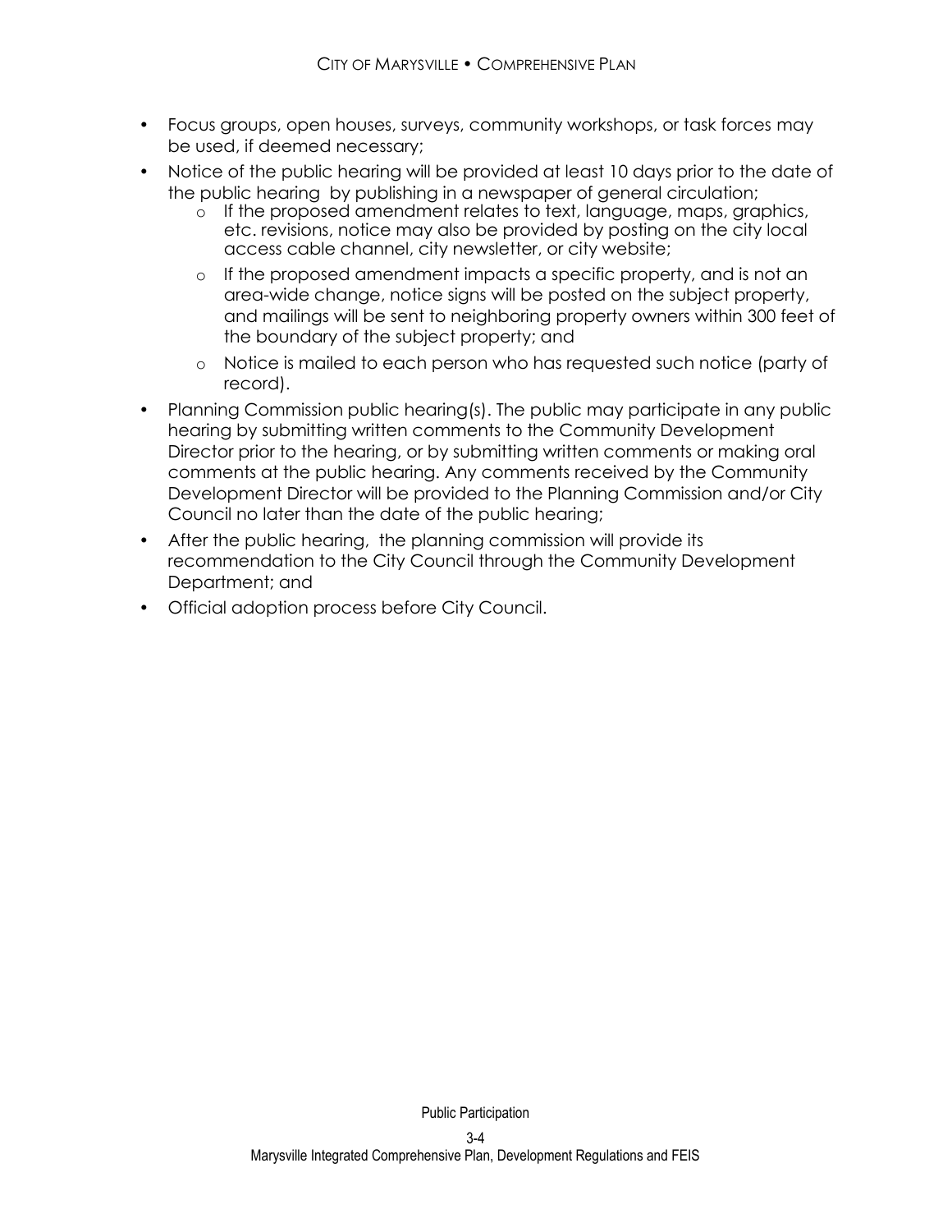- Focus groups, open houses, surveys, community workshops, or task forces may be used, if deemed necessary;
- Notice of the public hearing will be provided at least 10 days prior to the date of the public hearing by publishing in a newspaper of general circulation;
  - If the proposed amendment relates to text, language, maps, graphics, etc. revisions, notice may also be provided by posting on the city local access cable channel, city newsletter, or city website;
  - If the proposed amendment impacts a specific property, and is not an area-wide change, notice signs will be posted on the subject property, and mailings will be sent to neighboring property owners within 300 feet of the boundary of the subject property; and
  - Notice is mailed to each person who has requested such notice (party of record).
- Planning Commission public hearing(s). The public may participate in any public hearing by submitting written comments to the Community Development Director prior to the hearing, or by submitting written comments or making oral comments at the public hearing. Any comments received by the Community Development Director will be provided to the Planning Commission and/or City Council no later than the date of the public hearing;
- After the public hearing, the planning commission will provide its recommendation to the City Council through the Community Development Department; and
- Official adoption process before City Council.